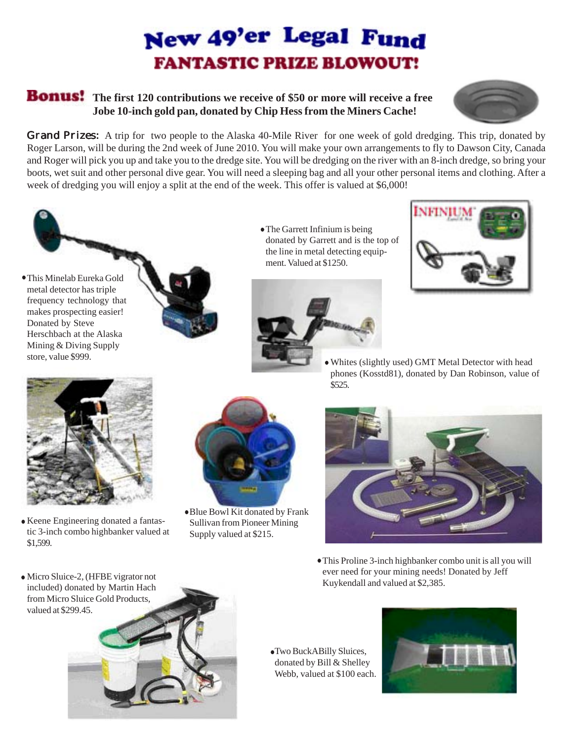# New 49'er Legal Fund

## FANTASTIC PRIZE BLOWOUT!

**Bonus!** **The first 120 contributions we receive of $50 or more will receive a free Jobe 10-inch gold pan, donated by Chip Hess from the Miners Cache!**

**Grand Prizes:** A trip for two people to the Alaska 40-Mile River for one week of gold dredging. This trip, donated by Roger Larson, will be during the 2nd week of June 2010. You will make your own arrangements to fly to Dawson City, Canada and Roger will pick you up and take you to the dredge site. You will be dredging on the river with an 8-inch dredge, so bring your boots, wet suit and other personal dive gear. You will need a sleeping bag and all your other personal items and clothing. After a week of dredging you will enjoy a split at the end of the week. This offer is valued at $6,000!

- This Minelab Eureka Gold metal detector has triple frequency technology that makes prospecting easier! Donated by Steve Herschbach at the Alaska Mining & Diving Supply store, value $999.
- The Garrett Infinium is being donated by Garrett and is the top of the line in metal detecting equipment. Valued at $1250.
- Whites (slightly used) GMT Metal Detector with head phones (Kosstd81), donated by Dan Robinson, value of $525.
- Keene Engineering donated a fantastic 3-inch combo highbanker valued at $1,599.
- Blue Bowl Kit donated by Frank Sullivan from Pioneer Mining Supply valued at $215.
- This Proline 3-inch highbanker combo unit is all you will ever need for your mining needs! Donated by Jeff Kuykendall and valued at $2,385.
- Micro Sluice-2, (HFBE vigrator not included) donated by Martin Hach from Micro Sluice Gold Products, valued at $299.45.
- Two BuckABilly Sluices, donated by Bill & Shelley Webb, valued at $100 each.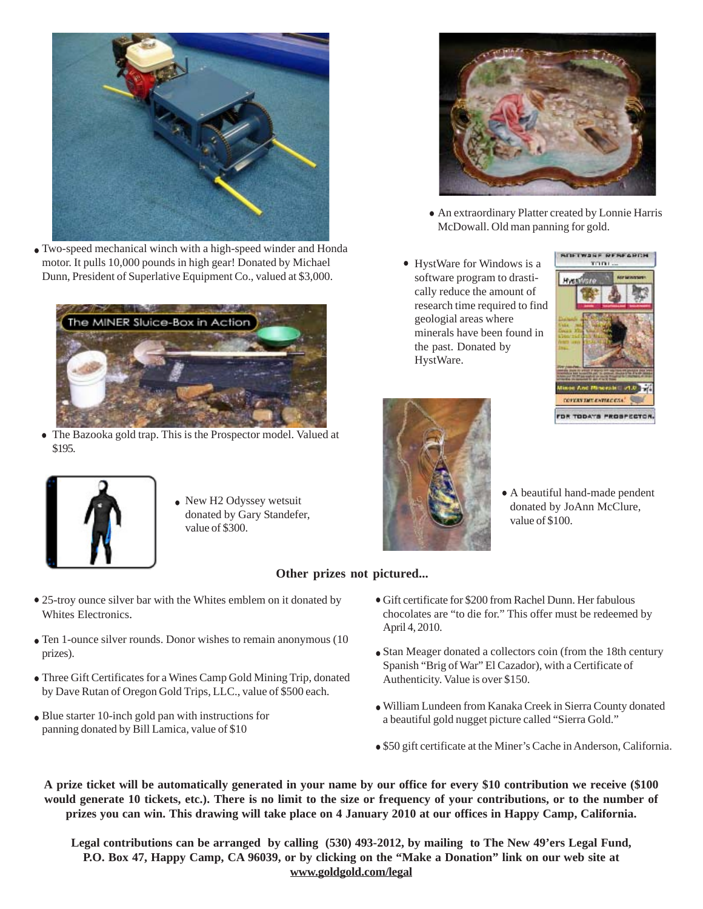- Two-speed mechanical winch with a high-speed winder and Honda motor. It pulls 10,000 pounds in high gear! Donated by Michael Dunn, President of Superlative Equipment Co., valued at $3,000.

- The Bazooka gold trap. This is the Prospector model. Valued at $195.

- New H2 Odyssey wetsuit donated by Gary Standefer, value of $300.

- An extraordinary Platter created by Lonnie Harris McDowall. Old man panning for gold.

- HystWare for Windows is a software program to drastically reduce the amount of research time required to find geological areas where minerals have been found in the past. Donated by HystWare.

- A beautiful hand-made pendent donated by JoAnn McClure, value of $100.

**Other prizes not pictured...**

- 25-troy ounce silver bar with the Whites emblem on it donated by Whites Electronics.
- Ten 1-ounce silver rounds. Donor wishes to remain anonymous (10 prizes).
- Three Gift Certificates for a Wines Camp Gold Mining Trip, donated by Dave Rutan of Oregon Gold Trips, LLC., value of $500 each.
- Blue starter 10-inch gold pan with instructions for panning donated by Bill Lamica, value of $10
- Gift certificate for $200 from Rachel Dunn. Her fabulous chocolates are "to die for." This offer must be redeemed by April 4, 2010.
- Stan Meager donated a collectors coin (from the 18th century Spanish "Brig of War" El Cazador), with a Certificate of Authenticity. Value is over $150.
- William Lundeen from Kanaka Creek in Sierra County donated a beautiful gold nugget picture called "Sierra Gold."
- $50 gift certificate at the Miner's Cache in Anderson, California.

**A prize ticket will be automatically generated in your name by our office for every $10 contribution we receive ($100 would generate 10 tickets, etc.). There is no limit to the size or frequency of your contributions, or to the number of prizes you can win. This drawing will take place on 4 January 2010 at our offices in Happy Camp, California.**

**Legal contributions can be arranged by calling (530) 493-2012, by mailing to The New 49'ers Legal Fund, P.O. Box 47, Happy Camp, CA 96039, or by clicking on the "Make a Donation" link on our web site at www.goldgold.com/legal**